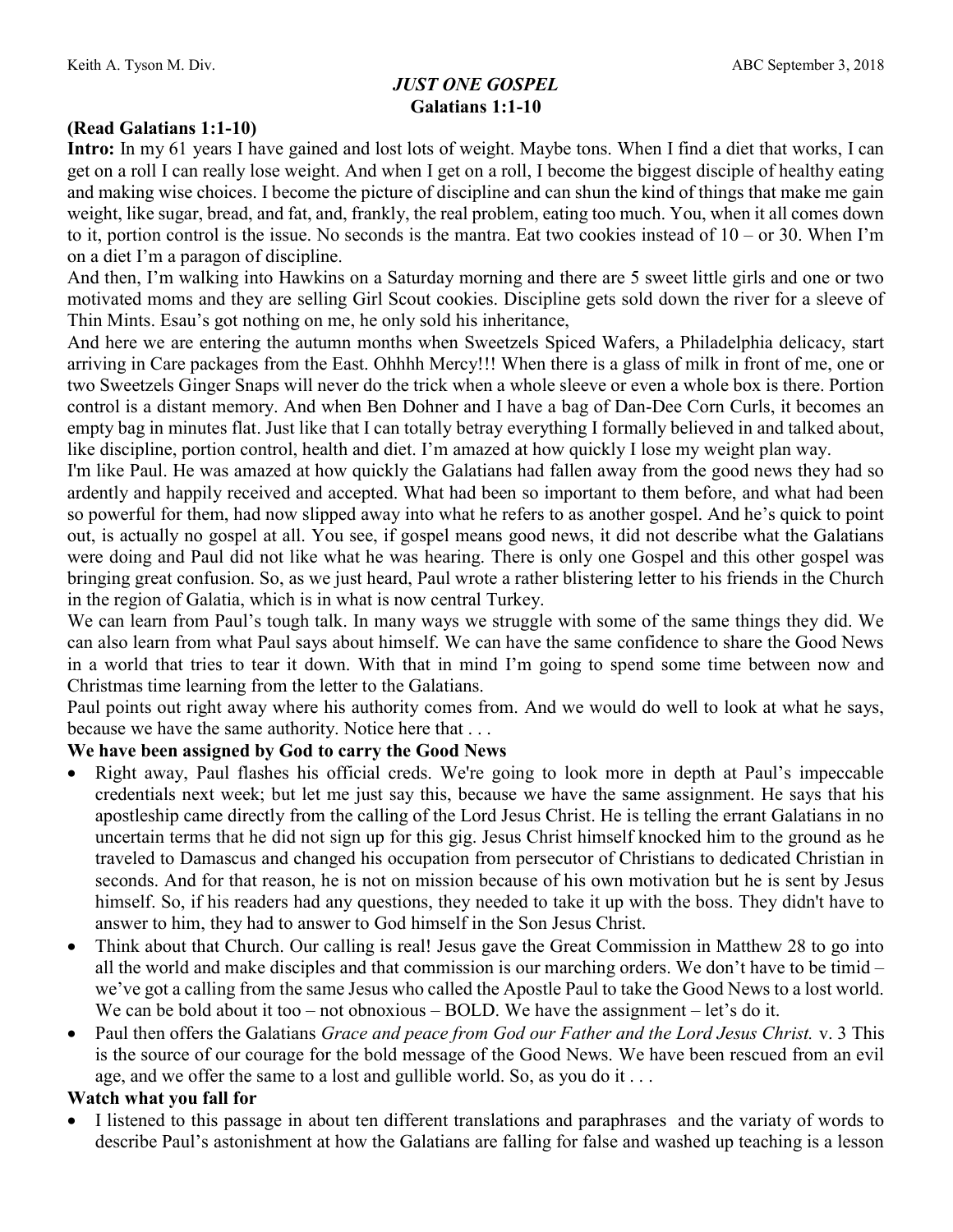Keith A. Tyson M. Div. ABC September 3, 2018

# *JUST ONE GOSPEL*
## Galatians 1:1-10

**(Read Galatians 1:1-10)**

**Intro:** In my 61 years I have gained and lost lots of weight. Maybe tons. When I find a diet that works, I can get on a roll I can really lose weight. And when I get on a roll, I become the biggest disciple of healthy eating and making wise choices. I become the picture of discipline and can shun the kind of things that make me gain weight, like sugar, bread, and fat, and, frankly, the real problem, eating too much. You, when it all comes down to it, portion control is the issue. No seconds is the mantra. Eat two cookies instead of 10 – or 30. When I'm on a diet I'm a paragon of discipline.

And then, I'm walking into Hawkins on a Saturday morning and there are 5 sweet little girls and one or two motivated moms and they are selling Girl Scout cookies. Discipline gets sold down the river for a sleeve of Thin Mints. Esau's got nothing on me, he only sold his inheritance,

And here we are entering the autumn months when Sweetzels Spiced Wafers, a Philadelphia delicacy, start arriving in Care packages from the East. Ohhhh Mercy!!! When there is a glass of milk in front of me, one or two Sweetzels Ginger Snaps will never do the trick when a whole sleeve or even a whole box is there. Portion control is a distant memory. And when Ben Dohner and I have a bag of Dan-Dee Corn Curls, it becomes an empty bag in minutes flat. Just like that I can totally betray everything I formally believed in and talked about, like discipline, portion control, health and diet. I'm amazed at how quickly I lose my weight plan way.

I'm like Paul. He was amazed at how quickly the Galatians had fallen away from the good news they had so ardently and happily received and accepted. What had been so important to them before, and what had been so powerful for them, had now slipped away into what he refers to as another gospel. And he's quick to point out, is actually no gospel at all. You see, if gospel means good news, it did not describe what the Galatians were doing and Paul did not like what he was hearing. There is only one Gospel and this other gospel was bringing great confusion. So, as we just heard, Paul wrote a rather blistering letter to his friends in the Church in the region of Galatia, which is in what is now central Turkey.

We can learn from Paul's tough talk. In many ways we struggle with some of the same things they did. We can also learn from what Paul says about himself. We can have the same confidence to share the Good News in a world that tries to tear it down. With that in mind I'm going to spend some time between now and Christmas time learning from the letter to the Galatians.

Paul points out right away where his authority comes from. And we would do well to look at what he says, because we have the same authority. Notice here that . . .

**We have been assigned by God to carry the Good News**

- Right away, Paul flashes his official creds. We're going to look more in depth at Paul's impeccable credentials next week; but let me just say this, because we have the same assignment. He says that his apostleship came directly from the calling of the Lord Jesus Christ. He is telling the errant Galatians in no uncertain terms that he did not sign up for this gig. Jesus Christ himself knocked him to the ground as he traveled to Damascus and changed his occupation from persecutor of Christians to dedicated Christian in seconds. And for that reason, he is not on mission because of his own motivation but he is sent by Jesus himself. So, if his readers had any questions, they needed to take it up with the boss. They didn't have to answer to him, they had to answer to God himself in the Son Jesus Christ.
- Think about that Church. Our calling is real! Jesus gave the Great Commission in Matthew 28 to go into all the world and make disciples and that commission is our marching orders. We don't have to be timid – we've got a calling from the same Jesus who called the Apostle Paul to take the Good News to a lost world. We can be bold about it too – not obnoxious – BOLD. We have the assignment – let's do it.
- Paul then offers the Galatians *Grace and peace from God our Father and the Lord Jesus Christ.* v. 3 This is the source of our courage for the bold message of the Good News. We have been rescued from an evil age, and we offer the same to a lost and gullible world. So, as you do it . . .

**Watch what you fall for**

- I listened to this passage in about ten different translations and paraphrases and the variaty of words to describe Paul's astonishment at how the Galatians are falling for false and washed up teaching is a lesson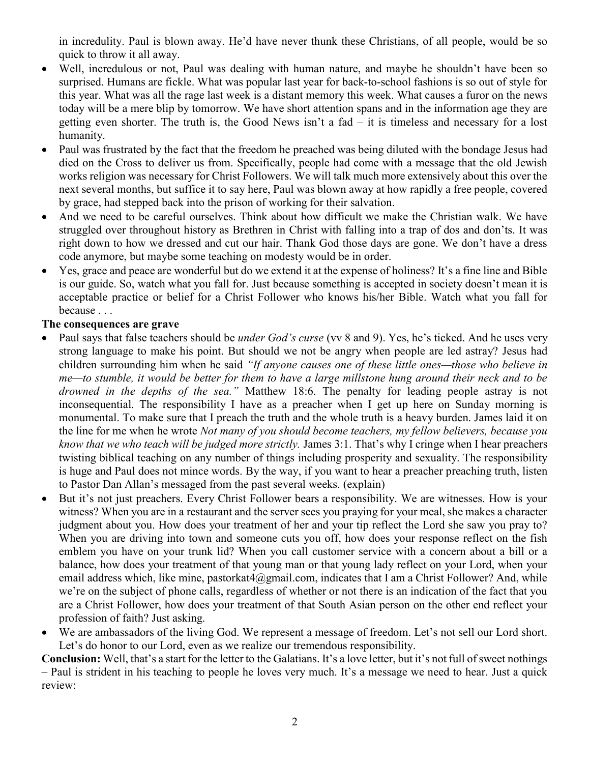in incredulity. Paul is blown away. He'd have never thunk these Christians, of all people, would be so quick to throw it all away.

- Well, incredulous or not, Paul was dealing with human nature, and maybe he shouldn't have been so surprised. Humans are fickle. What was popular last year for back-to-school fashions is so out of style for this year. What was all the rage last week is a distant memory this week. What causes a furor on the news today will be a mere blip by tomorrow. We have short attention spans and in the information age they are getting even shorter. The truth is, the Good News isn't a fad – it is timeless and necessary for a lost humanity.
- Paul was frustrated by the fact that the freedom he preached was being diluted with the bondage Jesus had died on the Cross to deliver us from. Specifically, people had come with a message that the old Jewish works religion was necessary for Christ Followers. We will talk much more extensively about this over the next several months, but suffice it to say here, Paul was blown away at how rapidly a free people, covered by grace, had stepped back into the prison of working for their salvation.
- And we need to be careful ourselves. Think about how difficult we make the Christian walk. We have struggled over throughout history as Brethren in Christ with falling into a trap of dos and don'ts. It was right down to how we dressed and cut our hair. Thank God those days are gone. We don't have a dress code anymore, but maybe some teaching on modesty would be in order.
- Yes, grace and peace are wonderful but do we extend it at the expense of holiness? It's a fine line and Bible is our guide. So, watch what you fall for. Just because something is accepted in society doesn't mean it is acceptable practice or belief for a Christ Follower who knows his/her Bible. Watch what you fall for because . . .

**The consequences are grave**

- Paul says that false teachers should be *under God's curse* (vv 8 and 9). Yes, he's ticked. And he uses very strong language to make his point. But should we not be angry when people are led astray? Jesus had children surrounding him when he said *"If anyone causes one of these little ones—those who believe in me—to stumble, it would be better for them to have a large millstone hung around their neck and to be drowned in the depths of the sea."* Matthew 18:6. The penalty for leading people astray is not inconsequential. The responsibility I have as a preacher when I get up here on Sunday morning is monumental. To make sure that I preach the truth and the whole truth is a heavy burden. James laid it on the line for me when he wrote *Not many of you should become teachers, my fellow believers, because you know that we who teach will be judged more strictly.* James 3:1. That's why I cringe when I hear preachers twisting biblical teaching on any number of things including prosperity and sexuality. The responsibility is huge and Paul does not mince words. By the way, if you want to hear a preacher preaching truth, listen to Pastor Dan Allan's messaged from the past several weeks. (explain)
- But it's not just preachers. Every Christ Follower bears a responsibility. We are witnesses. How is your witness? When you are in a restaurant and the server sees you praying for your meal, she makes a character judgment about you. How does your treatment of her and your tip reflect the Lord she saw you pray to? When you are driving into town and someone cuts you off, how does your response reflect on the fish emblem you have on your trunk lid? When you call customer service with a concern about a bill or a balance, how does your treatment of that young man or that young lady reflect on your Lord, when your email address which, like mine, pastorkat4@gmail.com, indicates that I am a Christ Follower? And, while we're on the subject of phone calls, regardless of whether or not there is an indication of the fact that you are a Christ Follower, how does your treatment of that South Asian person on the other end reflect your profession of faith? Just asking.
- We are ambassadors of the living God. We represent a message of freedom. Let's not sell our Lord short. Let's do honor to our Lord, even as we realize our tremendous responsibility.

**Conclusion:** Well, that's a start for the letter to the Galatians. It's a love letter, but it's not full of sweet nothings – Paul is strident in his teaching to people he loves very much. It's a message we need to hear. Just a quick review: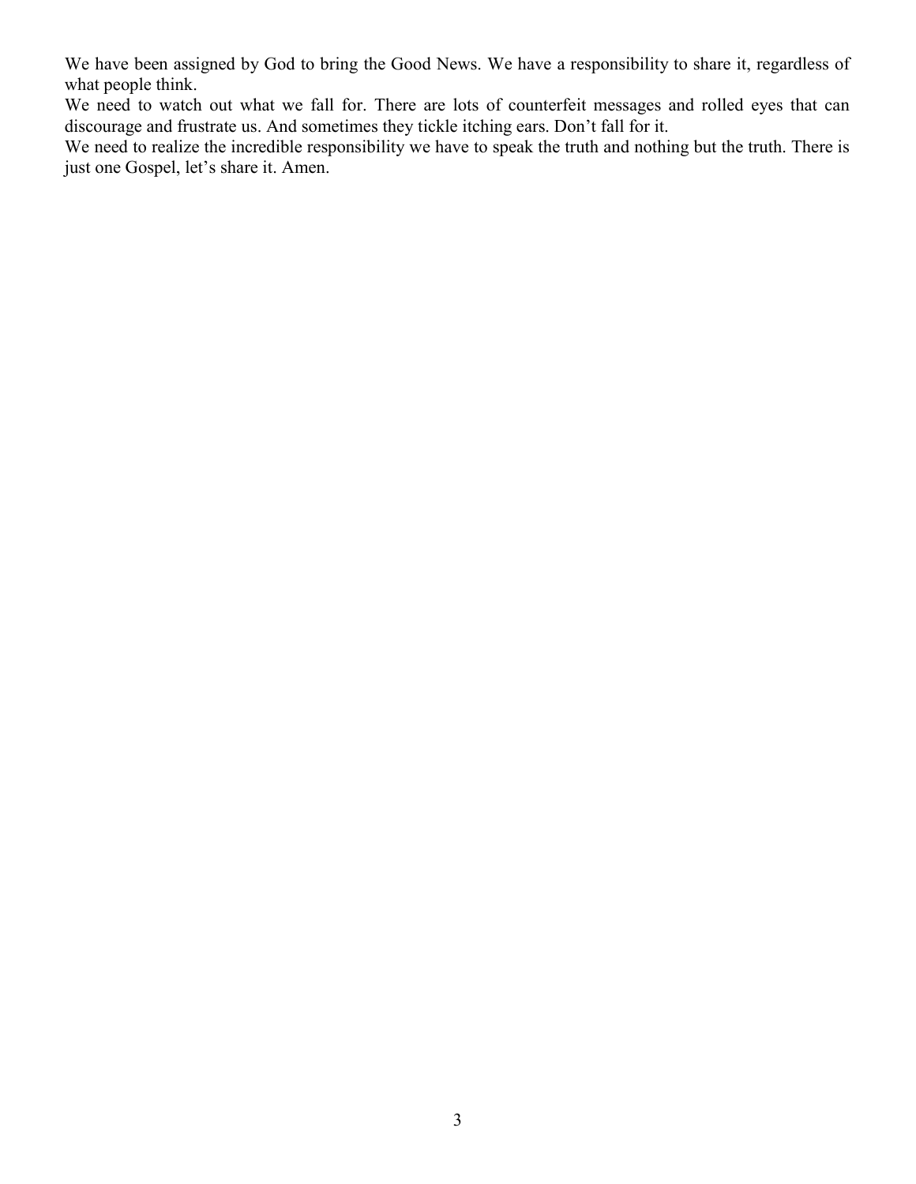We have been assigned by God to bring the Good News. We have a responsibility to share it, regardless of what people think.

We need to watch out what we fall for. There are lots of counterfeit messages and rolled eyes that can discourage and frustrate us. And sometimes they tickle itching ears. Don't fall for it.

We need to realize the incredible responsibility we have to speak the truth and nothing but the truth. There is just one Gospel, let's share it. Amen.